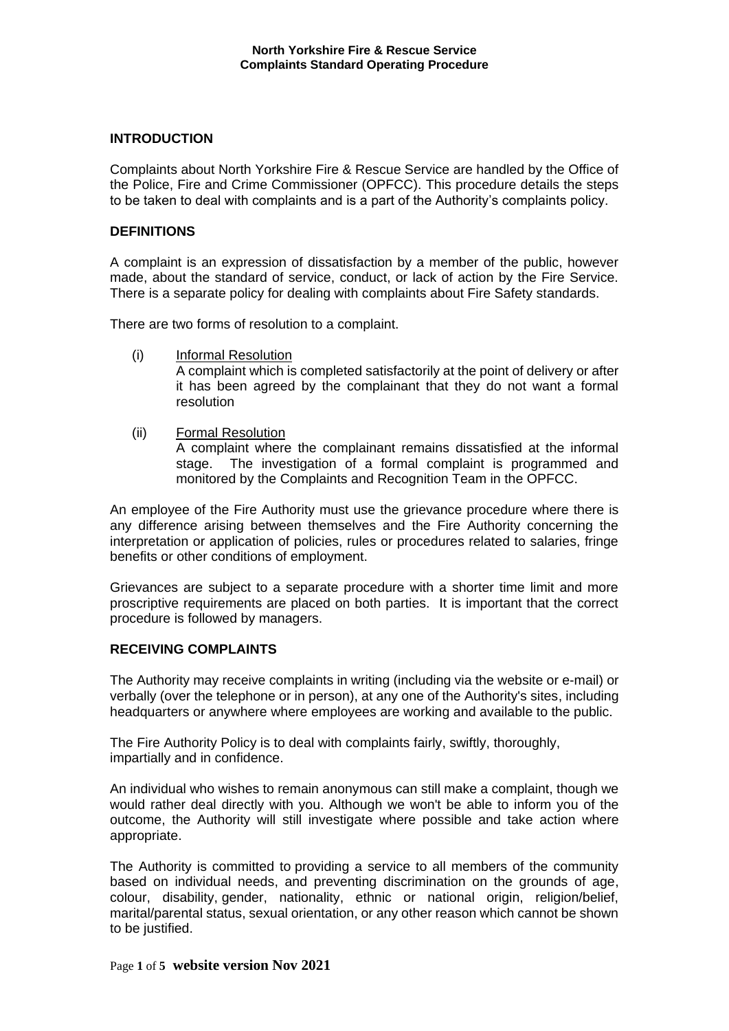**North Yorkshire Fire & Rescue Service**
**Complaints Standard Operating Procedure**

## INTRODUCTION

Complaints about North Yorkshire Fire & Rescue Service are handled by the Office of the Police, Fire and Crime Commissioner (OPFCC). This procedure details the steps to be taken to deal with complaints and is a part of the Authority's complaints policy.

## DEFINITIONS

A complaint is an expression of dissatisfaction by a member of the public, however made, about the standard of service, conduct, or lack of action by the Fire Service. There is a separate policy for dealing with complaints about Fire Safety standards.

There are two forms of resolution to a complaint.

(i) Informal Resolution
A complaint which is completed satisfactorily at the point of delivery or after it has been agreed by the complainant that they do not want a formal resolution

(ii) Formal Resolution
A complaint where the complainant remains dissatisfied at the informal stage. The investigation of a formal complaint is programmed and monitored by the Complaints and Recognition Team in the OPFCC.

An employee of the Fire Authority must use the grievance procedure where there is any difference arising between themselves and the Fire Authority concerning the interpretation or application of policies, rules or procedures related to salaries, fringe benefits or other conditions of employment.

Grievances are subject to a separate procedure with a shorter time limit and more proscriptive requirements are placed on both parties. It is important that the correct procedure is followed by managers.

## RECEIVING COMPLAINTS

The Authority may receive complaints in writing (including via the website or e-mail) or verbally (over the telephone or in person), at any one of the Authority's sites, including headquarters or anywhere where employees are working and available to the public.

The Fire Authority Policy is to deal with complaints fairly, swiftly, thoroughly, impartially and in confidence.

An individual who wishes to remain anonymous can still make a complaint, though we would rather deal directly with you. Although we won't be able to inform you of the outcome, the Authority will still investigate where possible and take action where appropriate.

The Authority is committed to providing a service to all members of the community based on individual needs, and preventing discrimination on the grounds of age, colour, disability, gender, nationality, ethnic or national origin, religion/belief, marital/parental status, sexual orientation, or any other reason which cannot be shown to be justified.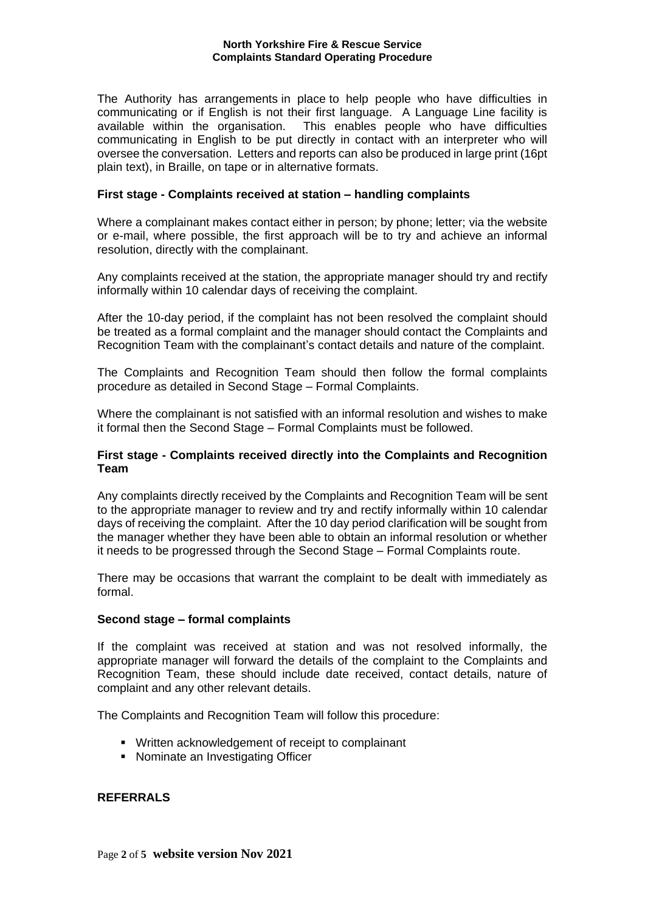The Authority has arrangements in place to help people who have difficulties in communicating or if English is not their first language. A Language Line facility is available within the organisation. This enables people who have difficulties communicating in English to be put directly in contact with an interpreter who will oversee the conversation. Letters and reports can also be produced in large print (16pt plain text), in Braille, on tape or in alternative formats.

### First stage - Complaints received at station – handling complaints

Where a complainant makes contact either in person; by phone; letter; via the website or e-mail, where possible, the first approach will be to try and achieve an informal resolution, directly with the complainant.

Any complaints received at the station, the appropriate manager should try and rectify informally within 10 calendar days of receiving the complaint.

After the 10-day period, if the complaint has not been resolved the complaint should be treated as a formal complaint and the manager should contact the Complaints and Recognition Team with the complainant's contact details and nature of the complaint.

The Complaints and Recognition Team should then follow the formal complaints procedure as detailed in Second Stage – Formal Complaints.

Where the complainant is not satisfied with an informal resolution and wishes to make it formal then the Second Stage – Formal Complaints must be followed.

### First stage - Complaints received directly into the Complaints and Recognition Team

Any complaints directly received by the Complaints and Recognition Team will be sent to the appropriate manager to review and try and rectify informally within 10 calendar days of receiving the complaint. After the 10 day period clarification will be sought from the manager whether they have been able to obtain an informal resolution or whether it needs to be progressed through the Second Stage – Formal Complaints route.

There may be occasions that warrant the complaint to be dealt with immediately as formal.

### Second stage – formal complaints

If the complaint was received at station and was not resolved informally, the appropriate manager will forward the details of the complaint to the Complaints and Recognition Team, these should include date received, contact details, nature of complaint and any other relevant details.

The Complaints and Recognition Team will follow this procedure:

- Written acknowledgement of receipt to complainant
- Nominate an Investigating Officer

### REFERRALS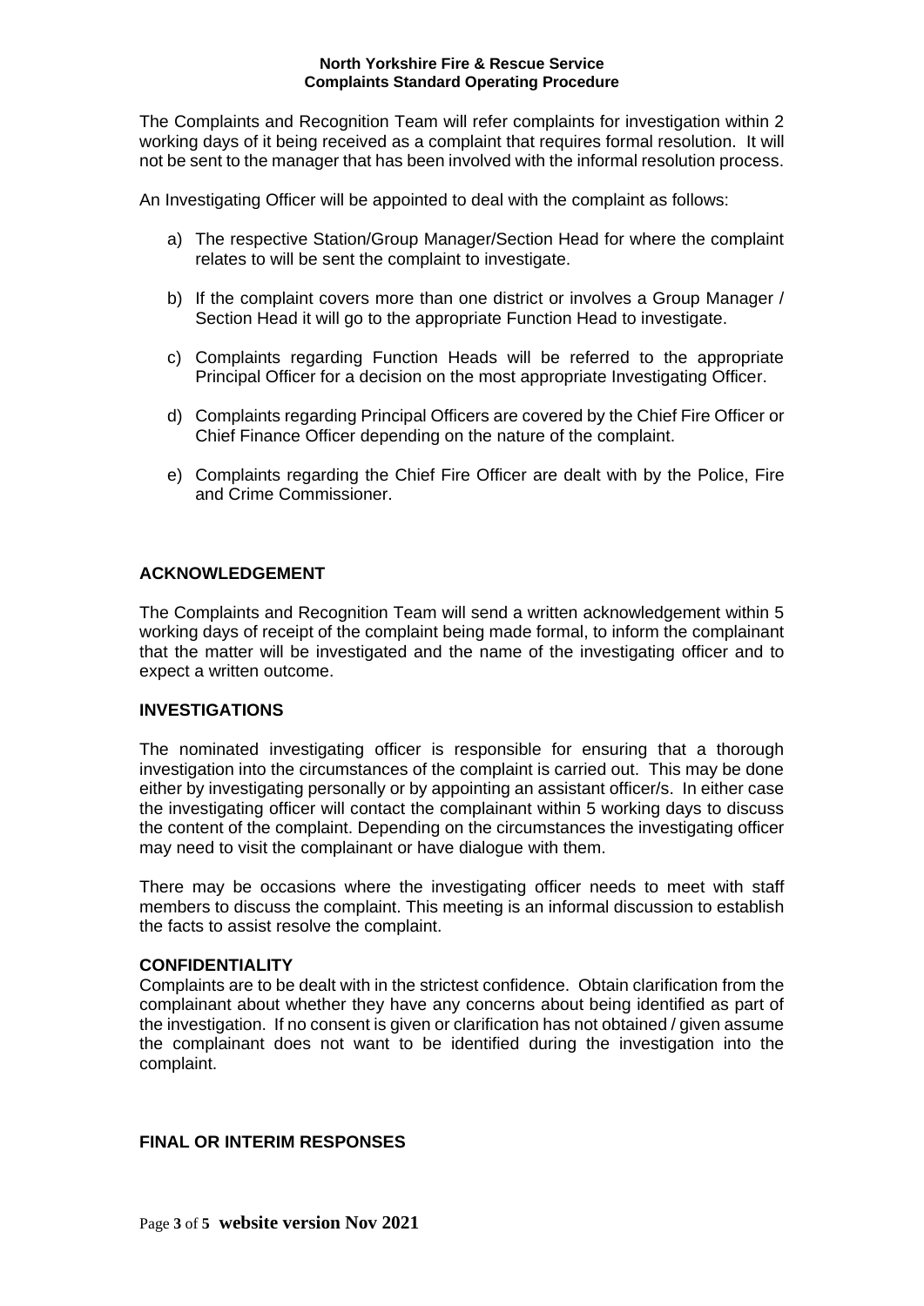The Complaints and Recognition Team will refer complaints for investigation within 2 working days of it being received as a complaint that requires formal resolution. It will not be sent to the manager that has been involved with the informal resolution process.

An Investigating Officer will be appointed to deal with the complaint as follows:

a) The respective Station/Group Manager/Section Head for where the complaint relates to will be sent the complaint to investigate.

b) If the complaint covers more than one district or involves a Group Manager / Section Head it will go to the appropriate Function Head to investigate.

c) Complaints regarding Function Heads will be referred to the appropriate Principal Officer for a decision on the most appropriate Investigating Officer.

d) Complaints regarding Principal Officers are covered by the Chief Fire Officer or Chief Finance Officer depending on the nature of the complaint.

e) Complaints regarding the Chief Fire Officer are dealt with by the Police, Fire and Crime Commissioner.

## ACKNOWLEDGEMENT

The Complaints and Recognition Team will send a written acknowledgement within 5 working days of receipt of the complaint being made formal, to inform the complainant that the matter will be investigated and the name of the investigating officer and to expect a written outcome.

## INVESTIGATIONS

The nominated investigating officer is responsible for ensuring that a thorough investigation into the circumstances of the complaint is carried out. This may be done either by investigating personally or by appointing an assistant officer/s. In either case the investigating officer will contact the complainant within 5 working days to discuss the content of the complaint. Depending on the circumstances the investigating officer may need to visit the complainant or have dialogue with them.

There may be occasions where the investigating officer needs to meet with staff members to discuss the complaint. This meeting is an informal discussion to establish the facts to assist resolve the complaint.

## CONFIDENTIALITY

Complaints are to be dealt with in the strictest confidence. Obtain clarification from the complainant about whether they have any concerns about being identified as part of the investigation. If no consent is given or clarification has not obtained / given assume the complainant does not want to be identified during the investigation into the complaint.

## FINAL OR INTERIM RESPONSES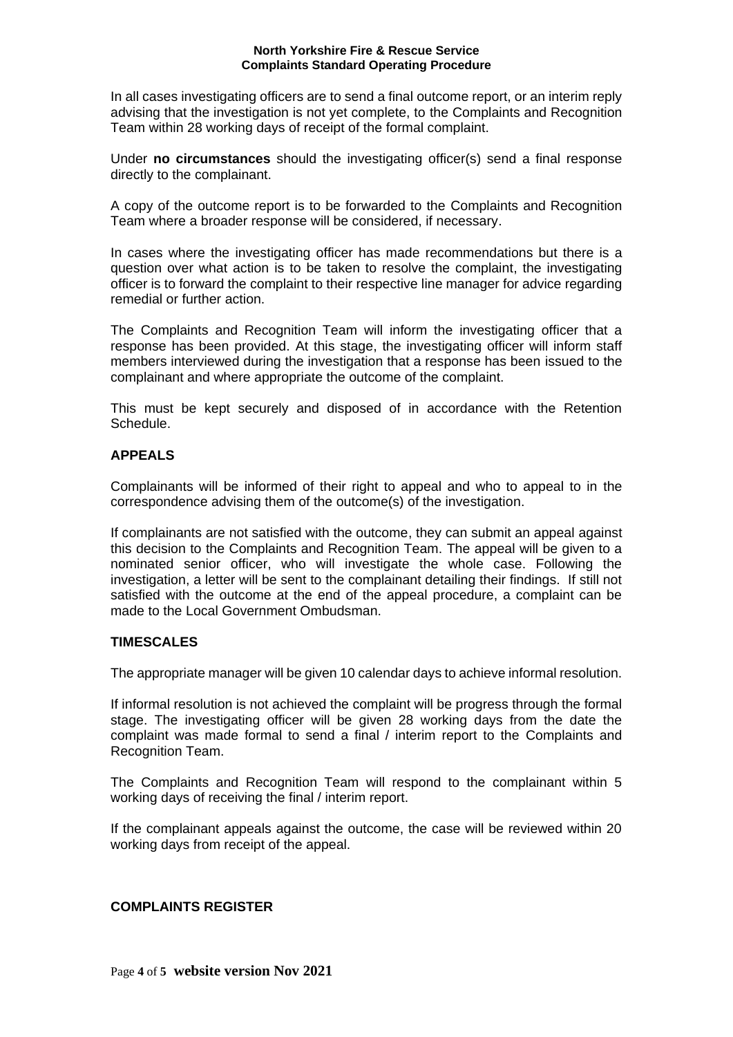In all cases investigating officers are to send a final outcome report, or an interim reply advising that the investigation is not yet complete, to the Complaints and Recognition Team within 28 working days of receipt of the formal complaint.

Under **no circumstances** should the investigating officer(s) send a final response directly to the complainant.

A copy of the outcome report is to be forwarded to the Complaints and Recognition Team where a broader response will be considered, if necessary.

In cases where the investigating officer has made recommendations but there is a question over what action is to be taken to resolve the complaint, the investigating officer is to forward the complaint to their respective line manager for advice regarding remedial or further action.

The Complaints and Recognition Team will inform the investigating officer that a response has been provided. At this stage, the investigating officer will inform staff members interviewed during the investigation that a response has been issued to the complainant and where appropriate the outcome of the complaint.

This must be kept securely and disposed of in accordance with the Retention Schedule.

## APPEALS

Complainants will be informed of their right to appeal and who to appeal to in the correspondence advising them of the outcome(s) of the investigation.

If complainants are not satisfied with the outcome, they can submit an appeal against this decision to the Complaints and Recognition Team. The appeal will be given to a nominated senior officer, who will investigate the whole case. Following the investigation, a letter will be sent to the complainant detailing their findings. If still not satisfied with the outcome at the end of the appeal procedure, a complaint can be made to the Local Government Ombudsman.

## TIMESCALES

The appropriate manager will be given 10 calendar days to achieve informal resolution.

If informal resolution is not achieved the complaint will be progress through the formal stage. The investigating officer will be given 28 working days from the date the complaint was made formal to send a final / interim report to the Complaints and Recognition Team.

The Complaints and Recognition Team will respond to the complainant within 5 working days of receiving the final / interim report.

If the complainant appeals against the outcome, the case will be reviewed within 20 working days from receipt of the appeal.

## COMPLAINTS REGISTER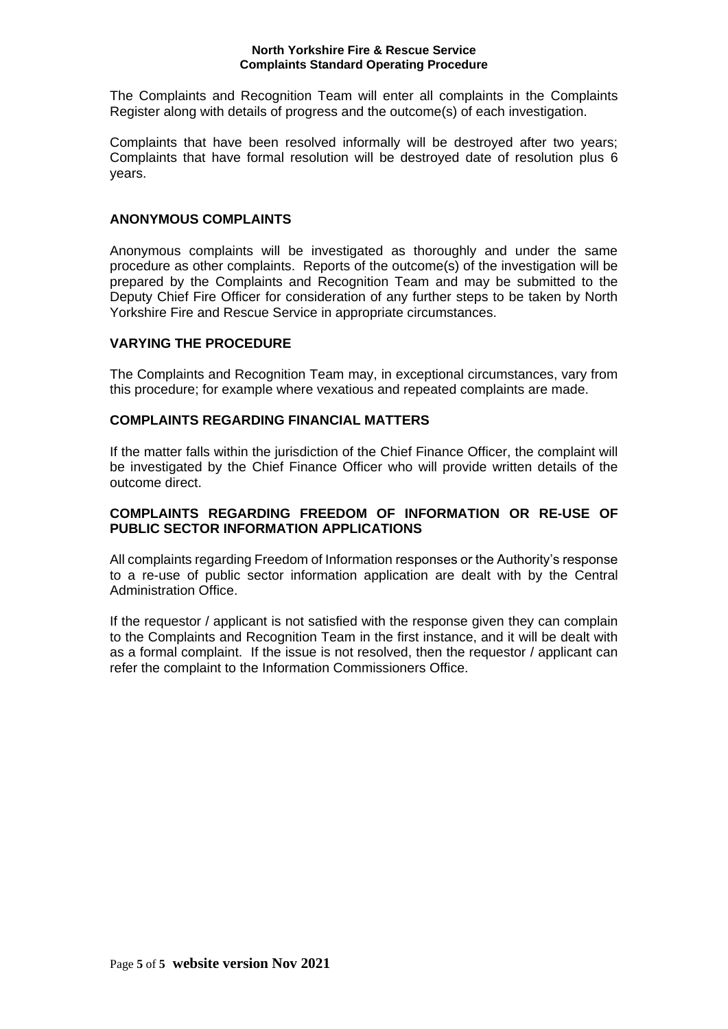The Complaints and Recognition Team will enter all complaints in the Complaints Register along with details of progress and the outcome(s) of each investigation.

Complaints that have been resolved informally will be destroyed after two years; Complaints that have formal resolution will be destroyed date of resolution plus 6 years.

## ANONYMOUS COMPLAINTS

Anonymous complaints will be investigated as thoroughly and under the same procedure as other complaints. Reports of the outcome(s) of the investigation will be prepared by the Complaints and Recognition Team and may be submitted to the Deputy Chief Fire Officer for consideration of any further steps to be taken by North Yorkshire Fire and Rescue Service in appropriate circumstances.

## VARYING THE PROCEDURE

The Complaints and Recognition Team may, in exceptional circumstances, vary from this procedure; for example where vexatious and repeated complaints are made.

## COMPLAINTS REGARDING FINANCIAL MATTERS

If the matter falls within the jurisdiction of the Chief Finance Officer, the complaint will be investigated by the Chief Finance Officer who will provide written details of the outcome direct.

## COMPLAINTS REGARDING FREEDOM OF INFORMATION OR RE-USE OF PUBLIC SECTOR INFORMATION APPLICATIONS

All complaints regarding Freedom of Information responses or the Authority's response to a re-use of public sector information application are dealt with by the Central Administration Office.

If the requestor / applicant is not satisfied with the response given they can complain to the Complaints and Recognition Team in the first instance, and it will be dealt with as a formal complaint. If the issue is not resolved, then the requestor / applicant can refer the complaint to the Information Commissioners Office.